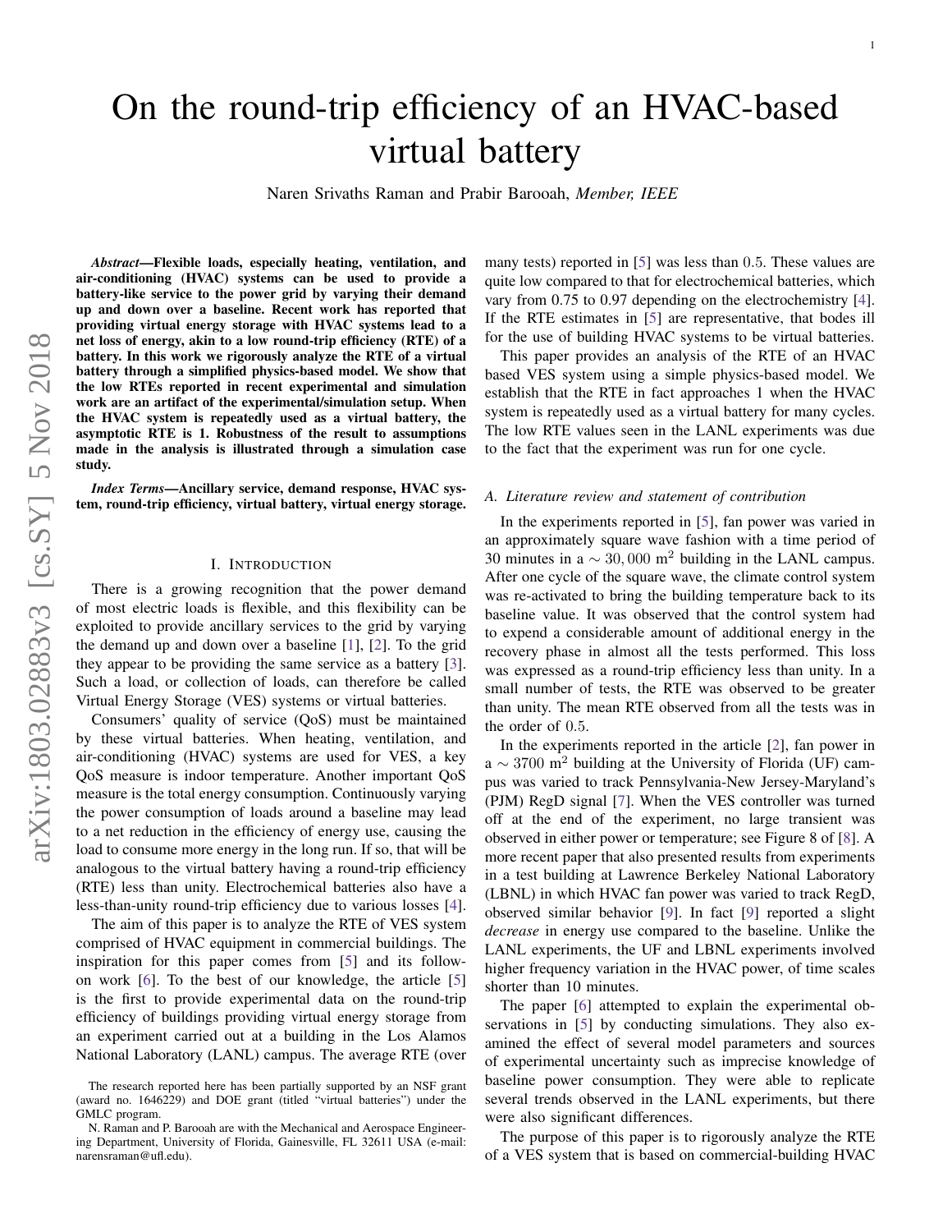# On the round-trip efficiency of an HVAC-based virtual battery

Naren Srivaths Raman and Prabir Barooah, *Member, IEEE*

***Abstract*—Flexible loads, especially heating, ventilation, and air-conditioning (HVAC) systems can be used to provide a battery-like service to the power grid by varying their demand up and down over a baseline. Recent work has reported that providing virtual energy storage with HVAC systems lead to a net loss of energy, akin to a low round-trip efficiency (RTE) of a battery. In this work we rigorously analyze the RTE of a virtual battery through a simplified physics-based model. We show that the low RTEs reported in recent experimental and simulation work are an artifact of the experimental/simulation setup. When the HVAC system is repeatedly used as a virtual battery, the asymptotic RTE is 1. Robustness of the result to assumptions made in the analysis is illustrated through a simulation case study.**

***Index Terms*—Ancillary service, demand response, HVAC system, round-trip efficiency, virtual battery, virtual energy storage.**

## I. Introduction

There is a growing recognition that the power demand of most electric loads is flexible, and this flexibility can be exploited to provide ancillary services to the grid by varying the demand up and down over a baseline [1], [2]. To the grid they appear to be providing the same service as a battery [3]. Such a load, or collection of loads, can therefore be called Virtual Energy Storage (VES) systems or virtual batteries.

Consumers' quality of service (QoS) must be maintained by these virtual batteries. When heating, ventilation, and air-conditioning (HVAC) systems are used for VES, a key QoS measure is indoor temperature. Another important QoS measure is the total energy consumption. Continuously varying the power consumption of loads around a baseline may lead to a net reduction in the efficiency of energy use, causing the load to consume more energy in the long run. If so, that will be analogous to the virtual battery having a round-trip efficiency (RTE) less than unity. Electrochemical batteries also have a less-than-unity round-trip efficiency due to various losses [4].

The aim of this paper is to analyze the RTE of VES system comprised of HVAC equipment in commercial buildings. The inspiration for this paper comes from [5] and its follow-on work [6]. To the best of our knowledge, the article [5] is the first to provide experimental data on the round-trip efficiency of buildings providing virtual energy storage from an experiment carried out at a building in the Los Alamos National Laboratory (LANL) campus. The average RTE (over many tests) reported in [5] was less than 0.5. These values are quite low compared to that for electrochemical batteries, which vary from 0.75 to 0.97 depending on the electrochemistry [4]. If the RTE estimates in [5] are representative, that bodes ill for the use of building HVAC systems to be virtual batteries.

This paper provides an analysis of the RTE of an HVAC based VES system using a simple physics-based model. We establish that the RTE in fact approaches 1 when the HVAC system is repeatedly used as a virtual battery for many cycles. The low RTE values seen in the LANL experiments was due to the fact that the experiment was run for one cycle.

### A. Literature review and statement of contribution

In the experiments reported in [5], fan power was varied in an approximately square wave fashion with a time period of 30 minutes in a $\sim 30,000$ m$^2$ building in the LANL campus. After one cycle of the square wave, the climate control system was re-activated to bring the building temperature back to its baseline value. It was observed that the control system had to expend a considerable amount of additional energy in the recovery phase in almost all the tests performed. This loss was expressed as a round-trip efficiency less than unity. In a small number of tests, the RTE was observed to be greater than unity. The mean RTE observed from all the tests was in the order of 0.5.

In the experiments reported in the article [2], fan power in a $\sim 3700$ m$^2$ building at the University of Florida (UF) campus was varied to track Pennsylvania-New Jersey-Maryland's (PJM) RegD signal [7]. When the VES controller was turned off at the end of the experiment, no large transient was observed in either power or temperature; see Figure 8 of [8]. A more recent paper that also presented results from experiments in a test building at Lawrence Berkeley National Laboratory (LBNL) in which HVAC fan power was varied to track RegD, observed similar behavior [9]. In fact [9] reported a slight *decrease* in energy use compared to the baseline. Unlike the LANL experiments, the UF and LBNL experiments involved higher frequency variation in the HVAC power, of time scales shorter than 10 minutes.

The paper [6] attempted to explain the experimental observations in [5] by conducting simulations. They also examined the effect of several model parameters and sources of experimental uncertainty such as imprecise knowledge of baseline power consumption. They were able to replicate several trends observed in the LANL experiments, but there were also significant differences.

The purpose of this paper is to rigorously analyze the RTE of a VES system that is based on commercial-building HVAC

The research reported here has been partially supported by an NSF grant (award no. 1646229) and DOE grant (titled "virtual batteries") under the GMLC program.

N. Raman and P. Barooah are with the Mechanical and Aerospace Engineering Department, University of Florida, Gainesville, FL 32611 USA (e-mail: narensraman@ufl.edu).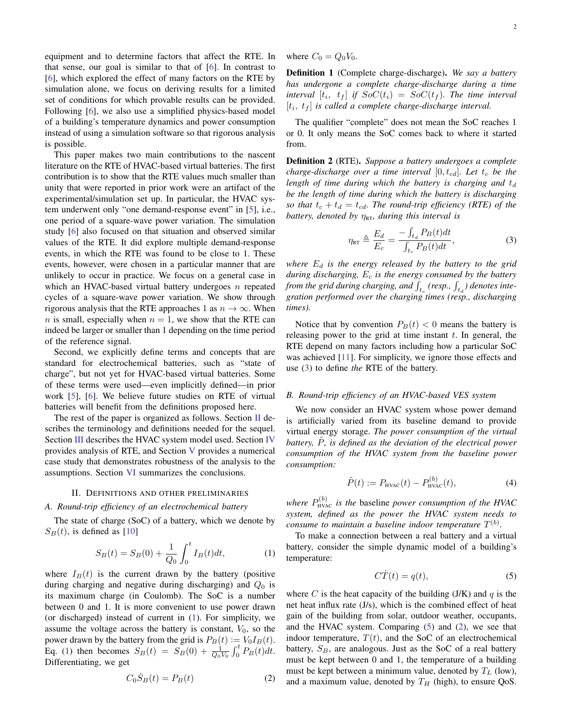equipment and to determine factors that affect the RTE. In that sense, our goal is similar to that of [6]. In contrast to [6], which explored the effect of many factors on the RTE by simulation alone, we focus on deriving results for a limited set of conditions for which provable results can be provided. Following [6], we also use a simplified physics-based model of a building's temperature dynamics and power consumption instead of using a simulation software so that rigorous analysis is possible.

This paper makes two main contributions to the nascent literature on the RTE of HVAC-based virtual batteries. The first contribution is to show that the RTE values much smaller than unity that were reported in prior work were an artifact of the experimental/simulation set up. In particular, the HVAC system underwent only "one demand-response event" in [5], i.e., one period of a square-wave power variation. The simulation study [6] also focused on that situation and observed similar values of the RTE. It did explore multiple demand-response events, in which the RTE was found to be close to 1. These events, however, were chosen in a particular manner that are unlikely to occur in practice. We focus on a general case in which an HVAC-based virtual battery undergoes $n$ repeated cycles of a square-wave power variation. We show through rigorous analysis that the RTE approaches 1 as $n \to \infty$. When $n$ is small, especially when $n = 1$, we show that the RTE can indeed be larger or smaller than 1 depending on the time period of the reference signal.

Second, we explicitly define terms and concepts that are standard for electrochemical batteries, such as "state of charge", but not yet for HVAC-based virtual batteries. Some of these terms were used—even implicitly defined—in prior work [5], [6]. We believe future studies on RTE of virtual batteries will benefit from the definitions proposed here.

The rest of the paper is organized as follows. Section II describes the terminology and definitions needed for the sequel. Section III describes the HVAC system model used. Section IV provides analysis of RTE, and Section V provides a numerical case study that demonstrates robustness of the analysis to the assumptions. Section VI summarizes the conclusions.

## II. Definitions and other preliminaries

### A. Round-trip efficiency of an electrochemical battery

The state of charge (SoC) of a battery, which we denote by $S_B(t)$, is defined as [10]

$$S_B(t) = S_B(0) + \frac{1}{Q_0}\int_0^t I_B(t)dt, \tag{1}$$

where $I_B(t)$ is the current drawn by the battery (positive during charging and negative during discharging) and $Q_0$ is its maximum charge (in Coulomb). The SoC is a number between 0 and 1. It is more convenient to use power drawn (or discharged) instead of current in (1). For simplicity, we assume the voltage across the battery is constant, $V_0$, so the power drawn by the battery from the grid is $P_B(t) := V_0 I_B(t)$. Eq. (1) then becomes $S_B(t) = S_B(0) + \frac{1}{Q_0 V_0}\int_0^t P_B(t)dt$. Differentiating, we get

$$C_0 \dot{S}_B(t) = P_B(t) \tag{2}$$

where $C_0 = Q_0 V_0$.

**Definition 1** (Complete charge-discharge). *We say a battery has undergone a complete charge-discharge during a time interval $[t_i,\ t_f]$ if $SoC(t_i) = SoC(t_f)$. The time interval $[t_i,\ t_f]$ is called a complete charge-discharge interval.*

The qualifier "complete" does not mean the SoC reaches 1 or 0. It only means the SoC comes back to where it started from.

**Definition 2** (RTE). *Suppose a battery undergoes a complete charge-discharge over a time interval $[0, t_{cd}]$. Let $t_c$ be the length of time during which the battery is charging and $t_d$ be the length of time during which the battery is discharging so that $t_c + t_d = t_{cd}$. The round-trip efficiency (RTE) of the battery, denoted by $\eta_{\text{RT}}$, during this interval is*

$$\eta_{\text{RT}} \triangleq \frac{E_d}{E_c} = \frac{-\int_{t_d} P_B(t)dt}{\int_{t_c} P_B(t)dt}, \tag{3}$$

*where $E_d$ is the energy released by the battery to the grid during discharging, $E_c$ is the energy consumed by the battery from the grid during charging, and $\int_{t_c}$ (resp., $\int_{t_d}$) denotes integration performed over the charging times (resp., discharging times).*

Notice that by convention $P_B(t) < 0$ means the battery is releasing power to the grid at time instant $t$. In general, the RTE depend on many factors including how a particular SoC was achieved [11]. For simplicity, we ignore those effects and use (3) to define *the* RTE of the battery.

### B. Round-trip efficiency of an HVAC-based VES system

We now consider an HVAC system whose power demand is artificially varied from its baseline demand to provide virtual energy storage. *The power consumption of the virtual battery, $\tilde{P}$, is defined as the deviation of the electrical power consumption of the HVAC system from the baseline power consumption:*

$$\tilde{P}(t) := P_{\text{HVAC}}(t) - P_{\text{HVAC}}^{(b)}(t), \tag{4}$$

*where $P_{\text{HVAC}}^{(b)}$ is the* baseline *power consumption of the HVAC system, defined as the power the HVAC system needs to consume to maintain a baseline indoor temperature $T^{(b)}$.*

To make a connection between a real battery and a virtual battery, consider the simple dynamic model of a building's temperature:

$$C\dot{T}(t) = q(t), \tag{5}$$

where $C$ is the heat capacity of the building (J/K) and $q$ is the net heat influx rate (J/s), which is the combined effect of heat gain of the building from solar, outdoor weather, occupants, and the HVAC system. Comparing (5) and (2), we see that indoor temperature, $T(t)$, and the SoC of an electrochemical battery, $S_B$, are analogous. Just as the SoC of a real battery must be kept between 0 and 1, the temperature of a building must be kept between a minimum value, denoted by $T_L$ (low), and a maximum value, denoted by $T_H$ (high), to ensure QoS.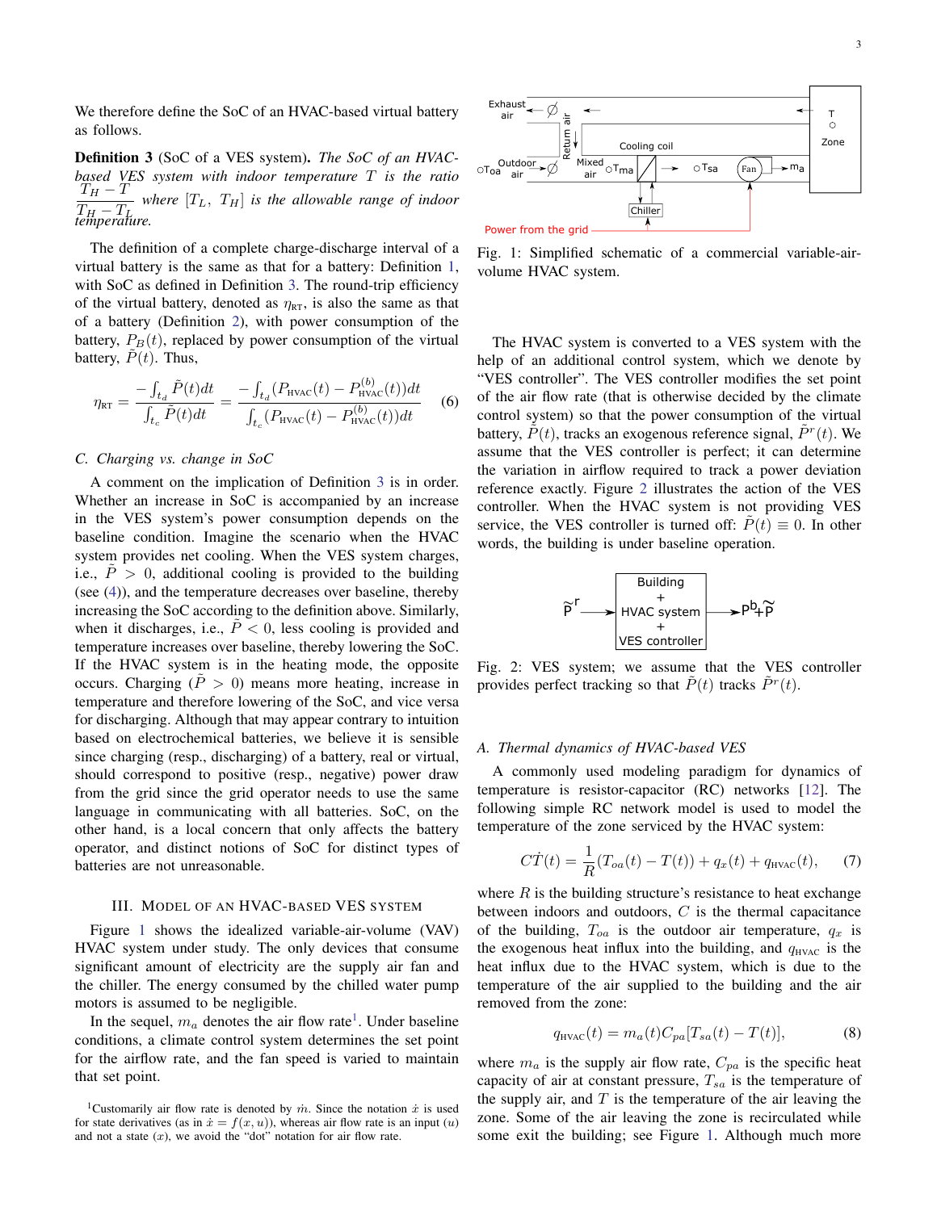We therefore define the SoC of an HVAC-based virtual battery as follows.

**Definition 3** (SoC of a VES system)**.** *The SoC of an HVAC-based VES system with indoor temperature $T$ is the ratio $\frac{T_H - T}{T_H - T_L}$ where $[T_L,\ T_H]$ is the allowable range of indoor temperature.*

The definition of a complete charge-discharge interval of a virtual battery is the same as that for a battery: Definition 1, with SoC as defined in Definition 3. The round-trip efficiency of the virtual battery, denoted as $\eta_{\text{RT}}$, is also the same as that of a battery (Definition 2), with power consumption of the battery, $P_B(t)$, replaced by power consumption of the virtual battery, $\tilde{P}(t)$. Thus,

$$\eta_{\text{RT}} = \frac{-\int_{t_d} \tilde{P}(t)dt}{\int_{t_c} \tilde{P}(t)dt} = \frac{-\int_{t_d}(P_{\text{HVAC}}(t) - P^{(b)}_{\text{HVAC}}(t))dt}{\int_{t_c}(P_{\text{HVAC}}(t) - P^{(b)}_{\text{HVAC}}(t))dt} \quad (6)$$

### C. Charging vs. change in SoC

A comment on the implication of Definition 3 is in order. Whether an increase in SoC is accompanied by an increase in the VES system's power consumption depends on the baseline condition. Imagine the scenario when the HVAC system provides net cooling. When the VES system charges, i.e., $\tilde{P} > 0$, additional cooling is provided to the building (see (4)), and the temperature decreases over baseline, thereby increasing the SoC according to the definition above. Similarly, when it discharges, i.e., $\tilde{P} < 0$, less cooling is provided and temperature increases over baseline, thereby lowering the SoC. If the HVAC system is in the heating mode, the opposite occurs. Charging ($\tilde{P} > 0$) means more heating, increase in temperature and therefore lowering of the SoC, and vice versa for discharging. Although that may appear contrary to intuition based on electrochemical batteries, we believe it is sensible since charging (resp., discharging) of a battery, real or virtual, should correspond to positive (resp., negative) power draw from the grid since the grid operator needs to use the same language in communicating with all batteries. SoC, on the other hand, is a local concern that only affects the battery operator, and distinct notions of SoC for distinct types of batteries are not unreasonable.

## III. Model of an HVAC-based VES System

Figure 1 shows the idealized variable-air-volume (VAV) HVAC system under study. The only devices that consume significant amount of electricity are the supply air fan and the chiller. The energy consumed by the chilled water pump motors is assumed to be negligible.

In the sequel, $m_a$ denotes the air flow rate[1]. Under baseline conditions, a climate control system determines the set point for the airflow rate, and the fan speed is varied to maintain that set point.

[1]Customarily air flow rate is denoted by $\dot{m}$. Since the notation $\dot{x}$ is used for state derivatives (as in $\dot{x} = f(x, u)$), whereas air flow rate is an input ($u$) and not a state ($x$), we avoid the "dot" notation for air flow rate.

Fig. 1: Simplified schematic of a commercial variable-air-volume HVAC system.

The HVAC system is converted to a VES system with the help of an additional control system, which we denote by "VES controller". The VES controller modifies the set point of the air flow rate (that is otherwise decided by the climate control system) so that the power consumption of the virtual battery, $\tilde{P}(t)$, tracks an exogenous reference signal, $\tilde{P}^r(t)$. We assume that the VES controller is perfect; it can determine the variation in airflow required to track a power deviation reference exactly. Figure 2 illustrates the action of the VES controller. When the HVAC system is not providing VES service, the VES controller is turned off: $\tilde{P}(t) \equiv 0$. In other words, the building is under baseline operation.

Fig. 2: VES system; we assume that the VES controller provides perfect tracking so that $\tilde{P}(t)$ tracks $\tilde{P}^r(t)$.

### A. Thermal dynamics of HVAC-based VES

A commonly used modeling paradigm for dynamics of temperature is resistor-capacitor (RC) networks [12]. The following simple RC network model is used to model the temperature of the zone serviced by the HVAC system:

$$C\dot{T}(t) = \frac{1}{R}(T_{oa}(t) - T(t)) + q_x(t) + q_{\text{HVAC}}(t), \quad (7)$$

where $R$ is the building structure's resistance to heat exchange between indoors and outdoors, $C$ is the thermal capacitance of the building, $T_{oa}$ is the outdoor air temperature, $q_x$ is the exogenous heat influx into the building, and $q_{\text{HVAC}}$ is the heat influx due to the HVAC system, which is due to the temperature of the air supplied to the building and the air removed from the zone:

$$q_{\text{HVAC}}(t) = m_a(t)C_{pa}[T_{sa}(t) - T(t)], \quad (8)$$

where $m_a$ is the supply air flow rate, $C_{pa}$ is the specific heat capacity of air at constant pressure, $T_{sa}$ is the temperature of the supply air, and $T$ is the temperature of the air leaving the zone. Some of the air leaving the zone is recirculated while some exit the building; see Figure 1. Although much more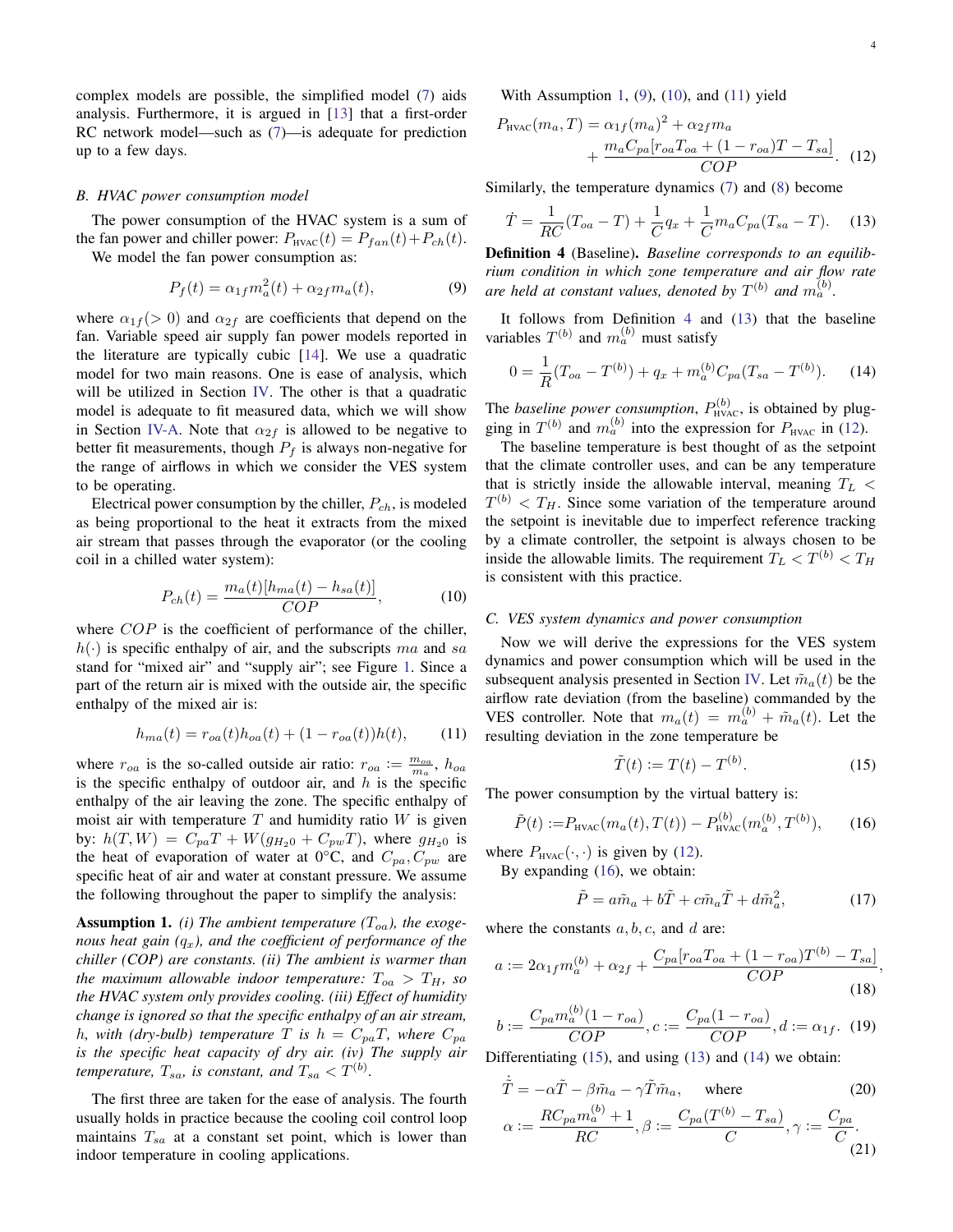complex models are possible, the simplified model (7) aids analysis. Furthermore, it is argued in [13] that a first-order RC network model—such as (7)—is adequate for prediction up to a few days.

### B. HVAC power consumption model

The power consumption of the HVAC system is a sum of the fan power and chiller power: $P_{\text{HVAC}}(t) = P_{fan}(t) + P_{ch}(t)$.

We model the fan power consumption as:

$$P_f(t) = \alpha_{1f} m_a^2(t) + \alpha_{2f} m_a(t), \tag{9}$$

where $\alpha_{1f} (> 0)$ and $\alpha_{2f}$ are coefficients that depend on the fan. Variable speed air supply fan power models reported in the literature are typically cubic [14]. We use a quadratic model for two main reasons. One is ease of analysis, which will be utilized in Section IV. The other is that a quadratic model is adequate to fit measured data, which we will show in Section IV-A. Note that $\alpha_{2f}$ is allowed to be negative to better fit measurements, though $P_f$ is always non-negative for the range of airflows in which we consider the VES system to be operating.

Electrical power consumption by the chiller, $P_{ch}$, is modeled as being proportional to the heat it extracts from the mixed air stream that passes through the evaporator (or the cooling coil in a chilled water system):

$$P_{ch}(t) = \frac{m_a(t)[h_{ma}(t) - h_{sa}(t)]}{COP}, \tag{10}$$

where $COP$ is the coefficient of performance of the chiller, $h(\cdot)$ is specific enthalpy of air, and the subscripts $ma$ and $sa$ stand for "mixed air" and "supply air"; see Figure 1. Since a part of the return air is mixed with the outside air, the specific enthalpy of the mixed air is:

$$h_{ma}(t) = r_{oa}(t) h_{oa}(t) + (1 - r_{oa}(t)) h(t), \tag{11}$$

where $r_{oa}$ is the so-called outside air ratio: $r_{oa} := \frac{m_{oa}}{m_a}$, $h_{oa}$ is the specific enthalpy of outdoor air, and $h$ is the specific enthalpy of the air leaving the zone. The specific enthalpy of moist air with temperature $T$ and humidity ratio $W$ is given by: $h(T, W) = C_{pa} T + W(g_{H_20} + C_{pw} T)$, where $g_{H_20}$ is the heat of evaporation of water at 0°C, and $C_{pa}, C_{pw}$ are specific heat of air and water at constant pressure. We assume the following throughout the paper to simplify the analysis:

**Assumption 1.** *(i) The ambient temperature ($T_{oa}$), the exogenous heat gain ($q_x$), and the coefficient of performance of the chiller (COP) are constants. (ii) The ambient is warmer than the maximum allowable indoor temperature: $T_{oa} > T_H$, so the HVAC system only provides cooling. (iii) Effect of humidity change is ignored so that the specific enthalpy of an air stream, $h$, with (dry-bulb) temperature $T$ is $h = C_{pa} T$, where $C_{pa}$ is the specific heat capacity of dry air. (iv) The supply air temperature, $T_{sa}$, is constant, and $T_{sa} < T^{(b)}$.*

The first three are taken for the ease of analysis. The fourth usually holds in practice because the cooling coil control loop maintains $T_{sa}$ at a constant set point, which is lower than indoor temperature in cooling applications.

With Assumption 1, (9), (10), and (11) yield

$$P_{\text{HVAC}}(m_a, T) = \alpha_{1f}(m_a)^2 + \alpha_{2f} m_a + \frac{m_a C_{pa}[r_{oa} T_{oa} + (1 - r_{oa}) T - T_{sa}]}{COP}. \tag{12}$$

Similarly, the temperature dynamics (7) and (8) become

$$\dot{T} = \frac{1}{RC}(T_{oa} - T) + \frac{1}{C} q_x + \frac{1}{C} m_a C_{pa}(T_{sa} - T). \tag{13}$$

**Definition 4** (Baseline). *Baseline corresponds to an equilibrium condition in which zone temperature and air flow rate are held at constant values, denoted by $T^{(b)}$ and $m_a^{(b)}$.*

It follows from Definition 4 and (13) that the baseline variables $T^{(b)}$ and $m_a^{(b)}$ must satisfy

$$0 = \frac{1}{R}(T_{oa} - T^{(b)}) + q_x + m_a^{(b)} C_{pa}(T_{sa} - T^{(b)}). \tag{14}$$

The *baseline power consumption*, $P_{\text{HVAC}}^{(b)}$, is obtained by plugging in $T^{(b)}$ and $m_a^{(b)}$ into the expression for $P_{\text{HVAC}}$ in (12).

The baseline temperature is best thought of as the setpoint that the climate controller uses, and can be any temperature that is strictly inside the allowable interval, meaning $T_L < T^{(b)} < T_H$. Since some variation of the temperature around the setpoint is inevitable due to imperfect reference tracking by a climate controller, the setpoint is always chosen to be inside the allowable limits. The requirement $T_L < T^{(b)} < T_H$ is consistent with this practice.

### C. VES system dynamics and power consumption

Now we will derive the expressions for the VES system dynamics and power consumption which will be used in the subsequent analysis presented in Section IV. Let $\tilde{m}_a(t)$ be the airflow rate deviation (from the baseline) commanded by the VES controller. Note that $m_a(t) = m_a^{(b)} + \tilde{m}_a(t)$. Let the resulting deviation in the zone temperature be

$$\tilde{T}(t) := T(t) - T^{(b)}. \tag{15}$$

The power consumption by the virtual battery is:

$$\tilde{P}(t) := P_{\text{HVAC}}(m_a(t), T(t)) - P_{\text{HVAC}}^{(b)}(m_a^{(b)}, T^{(b)}), \tag{16}$$

where $P_{\text{HVAC}}(\cdot, \cdot)$ is given by (12).

By expanding (16), we obtain:

$$\tilde{P} = a\tilde{m}_a + b\tilde{T} + c\tilde{m}_a\tilde{T} + d\tilde{m}_a^2, \tag{17}$$

where the constants $a, b, c$, and $d$ are:

$$a := 2\alpha_{1f} m_a^{(b)} + \alpha_{2f} + \frac{C_{pa}[r_{oa} T_{oa} + (1 - r_{oa}) T^{(b)} - T_{sa}]}{COP}, \tag{18}$$

$$b := \frac{C_{pa} m_a^{(b)} (1 - r_{oa})}{COP}, c := \frac{C_{pa}(1 - r_{oa})}{COP}, d := \alpha_{1f}. \tag{19}$$

Differentiating (15), and using (13) and (14) we obtain:

$$\dot{\tilde{T}} = -\alpha\tilde{T} - \beta\tilde{m}_a - \gamma\tilde{T}\tilde{m}_a, \quad \text{where} \tag{20}$$

$$\alpha := \frac{RC_{pa} m_a^{(b)} + 1}{RC}, \beta := \frac{C_{pa}(T^{(b)} - T_{sa})}{C}, \gamma := \frac{C_{pa}}{C}. \tag{21}$$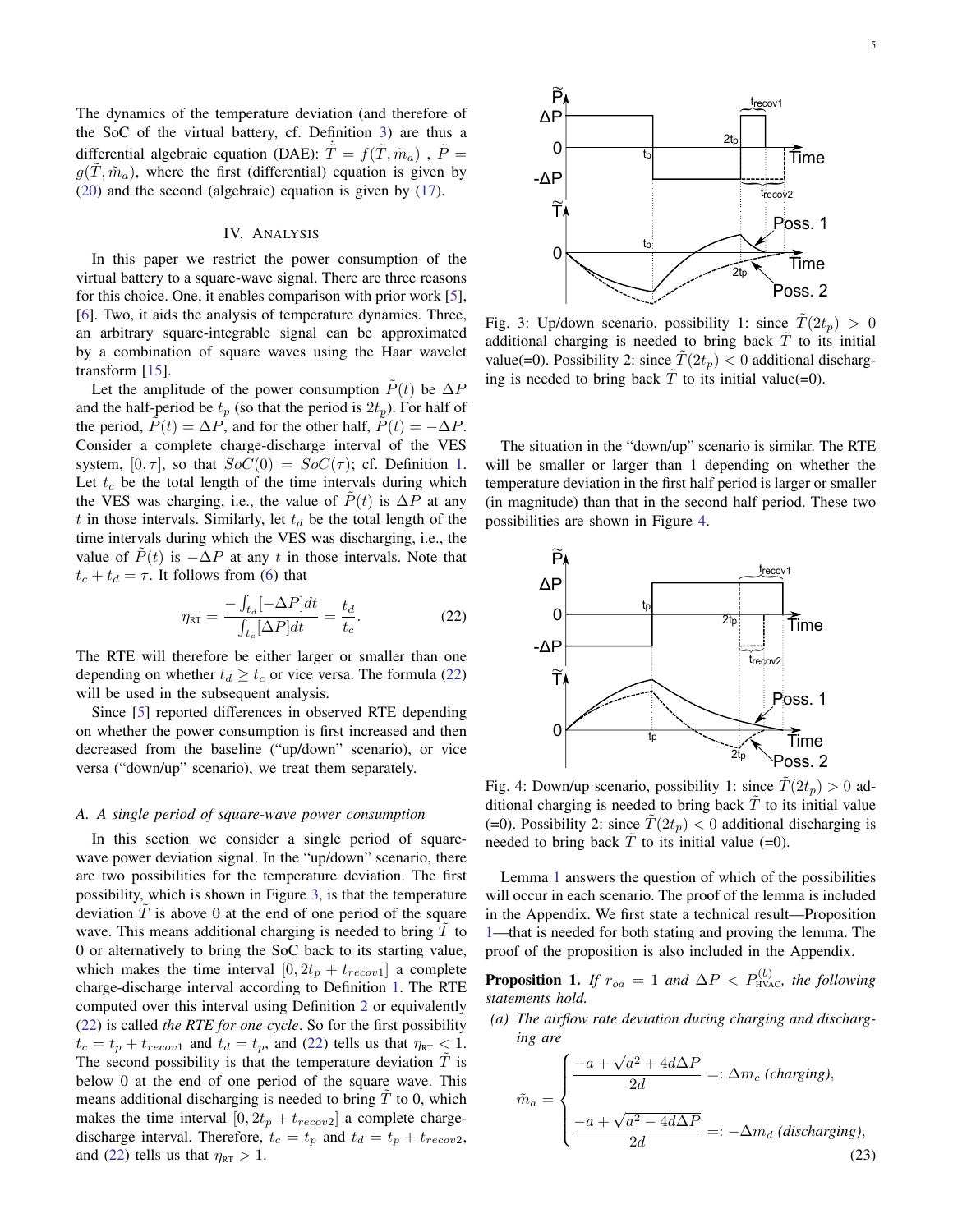The dynamics of the temperature deviation (and therefore of the SoC of the virtual battery, cf. Definition 3) are thus a differential algebraic equation (DAE): $\dot{\tilde{T}} = f(\tilde{T}, \tilde{m}_a)$ , $\tilde{P} = g(\tilde{T}, \tilde{m}_a)$, where the first (differential) equation is given by (20) and the second (algebraic) equation is given by (17).

## IV. Analysis

In this paper we restrict the power consumption of the virtual battery to a square-wave signal. There are three reasons for this choice. One, it enables comparison with prior work [5], [6]. Two, it aids the analysis of temperature dynamics. Three, an arbitrary square-integrable signal can be approximated by a combination of square waves using the Haar wavelet transform [15].

Let the amplitude of the power consumption $\tilde{P}(t)$ be $\Delta P$ and the half-period be $t_p$ (so that the period is $2t_p$). For half of the period, $\tilde{P}(t) = \Delta P$, and for the other half, $\tilde{P}(t) = -\Delta P$. Consider a complete charge-discharge interval of the VES system, $[0, \tau]$, so that $SoC(0) = SoC(\tau)$; cf. Definition 1. Let $t_c$ be the total length of the time intervals during which the VES was charging, i.e., the value of $\tilde{P}(t)$ is $\Delta P$ at any $t$ in those intervals. Similarly, let $t_d$ be the total length of the time intervals during which the VES was discharging, i.e., the value of $\tilde{P}(t)$ is $-\Delta P$ at any $t$ in those intervals. Note that $t_c + t_d = \tau$. It follows from (6) that

$$\eta_{\text{RT}} = \frac{-\int_{t_d}[-\Delta P]dt}{\int_{t_c}[\Delta P]dt} = \frac{t_d}{t_c}. \tag{22}$$

The RTE will therefore be either larger or smaller than one depending on whether $t_d \geq t_c$ or vice versa. The formula (22) will be used in the subsequent analysis.

Since [5] reported differences in observed RTE depending on whether the power consumption is first increased and then decreased from the baseline ("up/down" scenario), or vice versa ("down/up" scenario), we treat them separately.

### A. A single period of square-wave power consumption

In this section we consider a single period of square-wave power deviation signal. In the "up/down" scenario, there are two possibilities for the temperature deviation. The first possibility, which is shown in Figure 3, is that the temperature deviation $\tilde{T}$ is above 0 at the end of one period of the square wave. This means additional charging is needed to bring $\tilde{T}$ to 0 or alternatively to bring the SoC back to its starting value, which makes the time interval $[0, 2t_p + t_{recov1}]$ a complete charge-discharge interval according to Definition 1. The RTE computed over this interval using Definition 2 or equivalently (22) is called *the RTE for one cycle*. So for the first possibility $t_c = t_p + t_{recov1}$ and $t_d = t_p$, and (22) tells us that $\eta_{\text{RT}} < 1$. The second possibility is that the temperature deviation $\tilde{T}$ is below 0 at the end of one period of the square wave. This means additional discharging is needed to bring $\tilde{T}$ to 0, which makes the time interval $[0, 2t_p + t_{recov2}]$ a complete charge-discharge interval. Therefore, $t_c = t_p$ and $t_d = t_p + t_{recov2}$, and (22) tells us that $\eta_{\text{RT}} > 1$.

Fig. 3: Up/down scenario, possibility 1: since $\tilde{T}(2t_p) > 0$ additional charging is needed to bring back $\tilde{T}$ to its initial value(=0). Possibility 2: since $\tilde{T}(2t_p) < 0$ additional discharging is needed to bring back $\tilde{T}$ to its initial value(=0).

The situation in the "down/up" scenario is similar. The RTE will be smaller or larger than 1 depending on whether the temperature deviation in the first half period is larger or smaller (in magnitude) than that in the second half period. These two possibilities are shown in Figure 4.

Fig. 4: Down/up scenario, possibility 1: since $\tilde{T}(2t_p) > 0$ additional charging is needed to bring back $\tilde{T}$ to its initial value (=0). Possibility 2: since $\tilde{T}(2t_p) < 0$ additional discharging is needed to bring back $\tilde{T}$ to its initial value (=0).

Lemma 1 answers the question of which of the possibilities will occur in each scenario. The proof of the lemma is included in the Appendix. We first state a technical result—Proposition 1—that is needed for both stating and proving the lemma. The proof of the proposition is also included in the Appendix.

**Proposition 1.** *If $r_{oa} = 1$ and $\Delta P < P^{(b)}_{\text{HVAC}}$, the following statements hold.*

*(a) The airflow rate deviation during charging and discharging are*

$$\tilde{m}_a = \begin{cases} \dfrac{-a + \sqrt{a^2 + 4d\Delta P}}{2d} =: \Delta m_c \text{ (charging)}, \\[2ex] \dfrac{-a + \sqrt{a^2 - 4d\Delta P}}{2d} =: -\Delta m_d \text{ (discharging)}, \end{cases} \tag{23}$$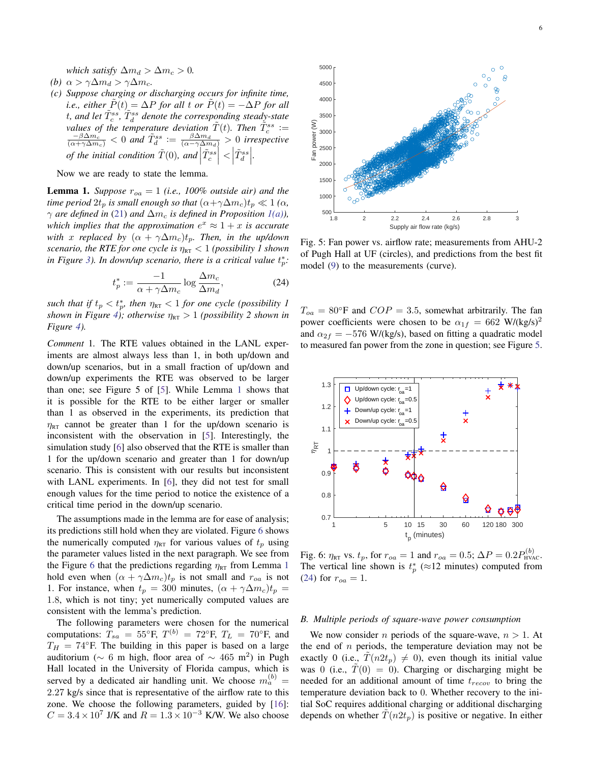*which satisfy $\Delta m_d > \Delta m_c > 0$.*

*(b) $\alpha > \gamma \Delta m_d > \gamma \Delta m_c$.*

*(c) Suppose charging or discharging occurs for infinite time, i.e., either $\tilde{P}(t) = \Delta P$ for all $t$ or $\tilde{P}(t) = -\Delta P$ for all $t$, and let $\tilde{T}_c^{ss}$, $\tilde{T}_d^{ss}$ denote the corresponding steady-state values of the temperature deviation $\tilde{T}(t)$. Then $\tilde{T}_c^{ss} := \frac{-\beta \Delta m_c}{(\alpha + \gamma \Delta m_c)} < 0$ and $\tilde{T}_d^{ss} := \frac{\beta \Delta m_d}{(\alpha - \gamma \Delta m_d)} > 0$ irrespective of the initial condition $\tilde{T}(0)$, and $\left|\tilde{T}_c^{ss}\right| < \left|\tilde{T}_d^{ss}\right|$.*

Now we are ready to state the lemma.

**Lemma 1.** *Suppose $r_{oa} = 1$ (i.e., 100% outside air) and the time period $2t_p$ is small enough so that $(\alpha + \gamma \Delta m_c) t_p \ll 1$ ($\alpha$, $\gamma$ are defined in (21) and $\Delta m_c$ is defined in Proposition 1(a)), which implies that the approximation $e^x \approx 1 + x$ is accurate with $x$ replaced by $(\alpha + \gamma \Delta m_c) t_p$. Then, in the up/down scenario, the RTE for one cycle is $\eta_{\text{RT}} < 1$ (possibility 1 shown in Figure 3). In down/up scenario, there is a critical value $t_p^*$:*

$$t_p^* := \frac{-1}{\alpha + \gamma \Delta m_c} \log \frac{\Delta m_c}{\Delta m_d}, \tag{24}$$

*such that if $t_p < t_p^*$, then $\eta_{\text{RT}} < 1$ for one cycle (possibility 1 shown in Figure 4); otherwise $\eta_{\text{RT}} > 1$ (possibility 2 shown in Figure 4).*

*Comment* 1. The RTE values obtained in the LANL experiments are almost always less than 1, in both up/down and down/up scenarios, but in a small fraction of up/down and down/up experiments the RTE was observed to be larger than one; see Figure 5 of [5]. While Lemma 1 shows that it is possible for the RTE to be either larger or smaller than 1 as observed in the experiments, its prediction that $\eta_{\text{RT}}$ cannot be greater than 1 for the up/down scenario is inconsistent with the observation in [5]. Interestingly, the simulation study [6] also observed that the RTE is smaller than 1 for the up/down scenario and greater than 1 for down/up scenario. This is consistent with our results but inconsistent with LANL experiments. In [6], they did not test for small enough values for the time period to notice the existence of a critical time period in the down/up scenario.

The assumptions made in the lemma are for ease of analysis; its predictions still hold when they are violated. Figure 6 shows the numerically computed $\eta_{\text{RT}}$ for various values of $t_p$ using the parameter values listed in the next paragraph. We see from the Figure 6 that the predictions regarding $\eta_{\text{RT}}$ from Lemma 1 hold even when $(\alpha + \gamma \Delta m_c) t_p$ is not small and $r_{oa}$ is not 1. For instance, when $t_p = 300$ minutes, $(\alpha + \gamma \Delta m_c) t_p = 1.8$, which is not tiny; yet numerically computed values are consistent with the lemma's prediction.

The following parameters were chosen for the numerical computations: $T_{sa} = 55$°F, $T^{(b)} = 72$°F, $T_L = 70$°F, and $T_H = 74$°F. The building in this paper is based on a large auditorium ($\sim$ 6 m high, floor area of $\sim$ 465 m$^2$) in Pugh Hall located in the University of Florida campus, which is served by a dedicated air handling unit. We choose $m_a^{(b)} = 2.27$ kg/s since that is representative of the airflow rate to this zone. We choose the following parameters, guided by [16]: $C = 3.4 \times 10^7$ J/K and $R = 1.3 \times 10^{-3}$ K/W. We also choose $T_{oa} = 80$°F and $COP = 3.5$, somewhat arbitrarily. The fan power coefficients were chosen to be $\alpha_{1f} = 662$ W/(kg/s)$^2$ and $\alpha_{2f} = -576$ W/(kg/s), based on fitting a quadratic model to measured fan power from the zone in question; see Figure 5.

Fig. 5: Fan power vs. airflow rate; measurements from AHU-2 of Pugh Hall at UF (circles), and predictions from the best fit model (9) to the measurements (curve).

Fig. 6: $\eta_{\text{RT}}$ vs. $t_p$, for $r_{oa} = 1$ and $r_{oa} = 0.5$; $\Delta P = 0.2 P_{\text{HVAC}}^{(b)}$. The vertical line shown is $t_p^*$ ($\approx$12 minutes) computed from (24) for $r_{oa} = 1$.

### B. Multiple periods of square-wave power consumption

We now consider $n$ periods of the square-wave, $n > 1$. At the end of $n$ periods, the temperature deviation may not be exactly 0 (i.e., $\tilde{T}(n2t_p) \neq 0$), even though its initial value was 0 (i.e., $\tilde{T}(0) = 0$). Charging or discharging might be needed for an additional amount of time $t_{recov}$ to bring the temperature deviation back to 0. Whether recovery to the initial SoC requires additional charging or additional discharging depends on whether $\tilde{T}(n2t_p)$ is positive or negative. In either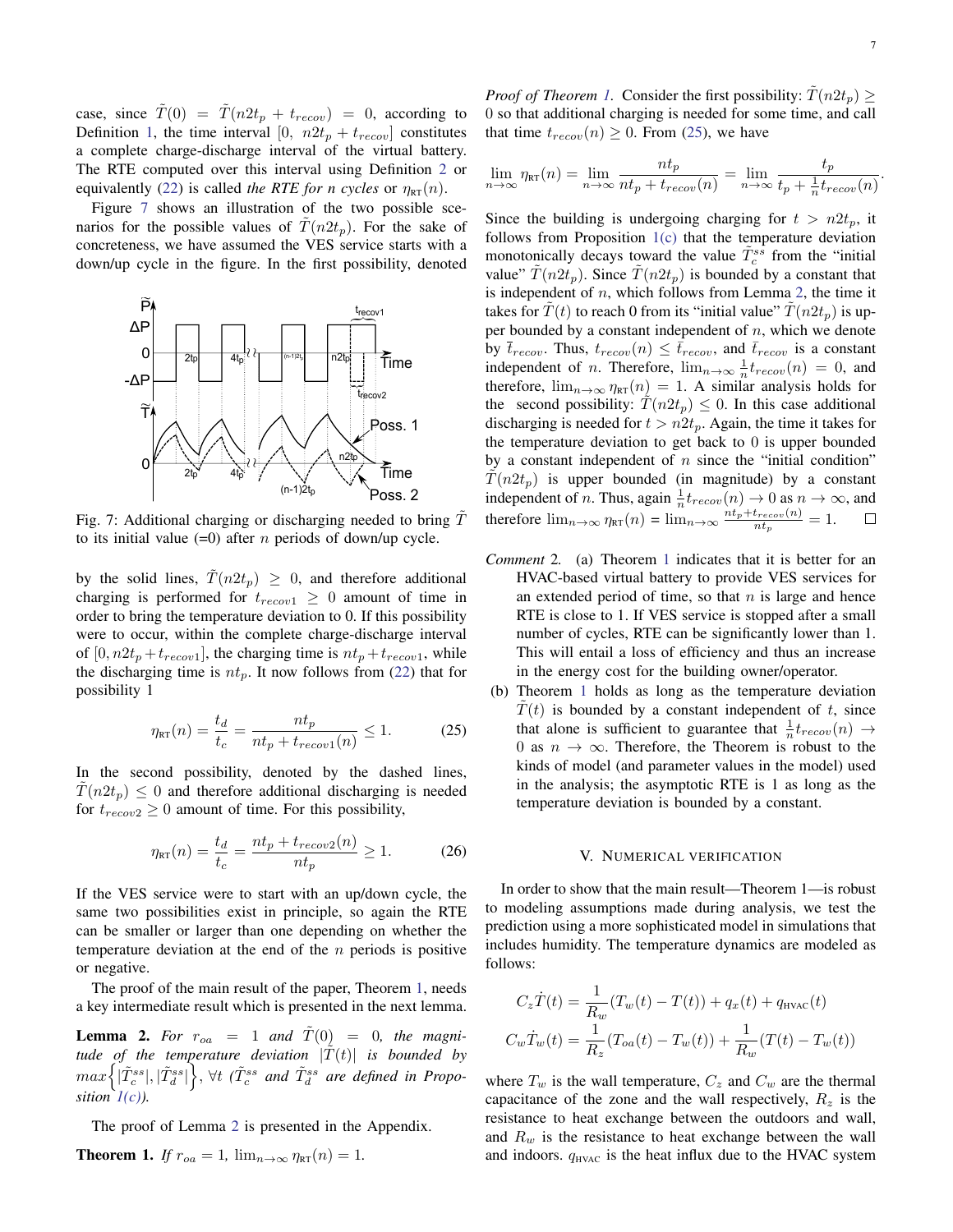case, since $\tilde{T}(0) = \tilde{T}(n2t_p + t_{recov}) = 0$, according to Definition 1, the time interval $[0,\ n2t_p + t_{recov}]$ constitutes a complete charge-discharge interval of the virtual battery. The RTE computed over this interval using Definition 2 or equivalently (22) is called *the RTE for n cycles* or $\eta_{\text{RT}}(n)$.

Figure 7 shows an illustration of the two possible scenarios for the possible values of $\tilde{T}(n2t_p)$. For the sake of concreteness, we have assumed the VES service starts with a down/up cycle in the figure. In the first possibility, denoted

Fig. 7: Additional charging or discharging needed to bring $\tilde{T}$ to its initial value (=0) after $n$ periods of down/up cycle.

by the solid lines, $\tilde{T}(n2t_p) \geq 0$, and therefore additional charging is performed for $t_{recov1} \geq 0$ amount of time in order to bring the temperature deviation to 0. If this possibility were to occur, within the complete charge-discharge interval of $[0, n2t_p + t_{recov1}]$, the charging time is $nt_p + t_{recov1}$, while the discharging time is $nt_p$. It now follows from (22) that for possibility 1

$$\eta_{\text{RT}}(n) = \frac{t_d}{t_c} = \frac{nt_p}{nt_p + t_{recov1}(n)} \leq 1. \tag{25}$$

In the second possibility, denoted by the dashed lines, $\tilde{T}(n2t_p) \leq 0$ and therefore additional discharging is needed for $t_{recov2} \geq 0$ amount of time. For this possibility,

$$\eta_{\text{RT}}(n) = \frac{t_d}{t_c} = \frac{nt_p + t_{recov2}(n)}{nt_p} \geq 1. \tag{26}$$

If the VES service were to start with an up/down cycle, the same two possibilities exist in principle, so again the RTE can be smaller or larger than one depending on whether the temperature deviation at the end of the $n$ periods is positive or negative.

The proof of the main result of the paper, Theorem 1, needs a key intermediate result which is presented in the next lemma.

**Lemma 2.** *For $r_{oa} = 1$ and $\tilde{T}(0) = 0$, the magnitude of the temperature deviation $|\tilde{T}(t)|$ is bounded by $max\Big\{|\tilde{T}_c^{ss}|, |\tilde{T}_d^{ss}|\Big\}$, $\forall t$ ($\tilde{T}_c^{ss}$ and $\tilde{T}_d^{ss}$ are defined in Proposition 1(c)).*

The proof of Lemma 2 is presented in the Appendix.

**Theorem 1.** *If $r_{oa} = 1$, $\lim_{n\to\infty} \eta_{\text{RT}}(n) = 1$.*

*Proof of Theorem 1.* Consider the first possibility: $\tilde{T}(n2t_p) \geq 0$ so that additional charging is needed for some time, and call that time $t_{recov}(n) \geq 0$. From (25), we have

$$\lim_{n\to\infty} \eta_{\text{RT}}(n) = \lim_{n\to\infty} \frac{nt_p}{nt_p + t_{recov}(n)} = \lim_{n\to\infty} \frac{t_p}{t_p + \frac{1}{n}t_{recov}(n)}.$$

Since the building is undergoing charging for $t > n2t_p$, it follows from Proposition 1(c) that the temperature deviation monotonically decays toward the value $\tilde{T}_c^{ss}$ from the "initial value" $\tilde{T}(n2t_p)$. Since $\tilde{T}(n2t_p)$ is bounded by a constant that is independent of $n$, which follows from Lemma 2, the time it takes for $\tilde{T}(t)$ to reach 0 from its "initial value" $\tilde{T}(n2t_p)$ is upper bounded by a constant independent of $n$, which we denote by $\bar{t}_{recov}$. Thus, $t_{recov}(n) \leq \bar{t}_{recov}$, and $\bar{t}_{recov}$ is a constant independent of $n$. Therefore, $\lim_{n\to\infty} \frac{1}{n}t_{recov}(n) = 0$, and therefore, $\lim_{n\to\infty} \eta_{\text{RT}}(n) = 1$. A similar analysis holds for the second possibility: $\tilde{T}(n2t_p) \leq 0$. In this case additional discharging is needed for $t > n2t_p$. Again, the time it takes for the temperature deviation to get back to 0 is upper bounded by a constant independent of $n$ since the "initial condition" $\tilde{T}(n2t_p)$ is upper bounded (in magnitude) by a constant independent of $n$. Thus, again $\frac{1}{n}t_{recov}(n) \to 0$ as $n \to \infty$, and therefore $\lim_{n\to\infty} \eta_{\text{RT}}(n) = \lim_{n\to\infty} \frac{nt_p + t_{recov}(n)}{nt_p} = 1$. ☐

*Comment* 2.
(a) Theorem 1 indicates that it is better for an HVAC-based virtual battery to provide VES services for an extended period of time, so that $n$ is large and hence RTE is close to 1. If VES service is stopped after a small number of cycles, RTE can be significantly lower than 1. This will entail a loss of efficiency and thus an increase in the energy cost for the building owner/operator.
(b) Theorem 1 holds as long as the temperature deviation $\tilde{T}(t)$ is bounded by a constant independent of $t$, since that alone is sufficient to guarantee that $\frac{1}{n}t_{recov}(n) \to 0$ as $n \to \infty$. Therefore, the Theorem is robust to the kinds of model (and parameter values in the model) used in the analysis; the asymptotic RTE is 1 as long as the temperature deviation is bounded by a constant.

## V. Numerical verification

In order to show that the main result—Theorem 1—is robust to modeling assumptions made during analysis, we test the prediction using a more sophisticated model in simulations that includes humidity. The temperature dynamics are modeled as follows:

$$C_z\dot{T}(t) = \frac{1}{R_w}(T_w(t) - T(t)) + q_x(t) + q_{\text{HVAC}}(t)$$
$$C_w\dot{T}_w(t) = \frac{1}{R_z}(T_{oa}(t) - T_w(t)) + \frac{1}{R_w}(T(t) - T_w(t))$$

where $T_w$ is the wall temperature, $C_z$ and $C_w$ are the thermal capacitance of the zone and the wall respectively, $R_z$ is the resistance to heat exchange between the outdoors and wall, and $R_w$ is the resistance to heat exchange between the wall and indoors. $q_{\text{HVAC}}$ is the heat influx due to the HVAC system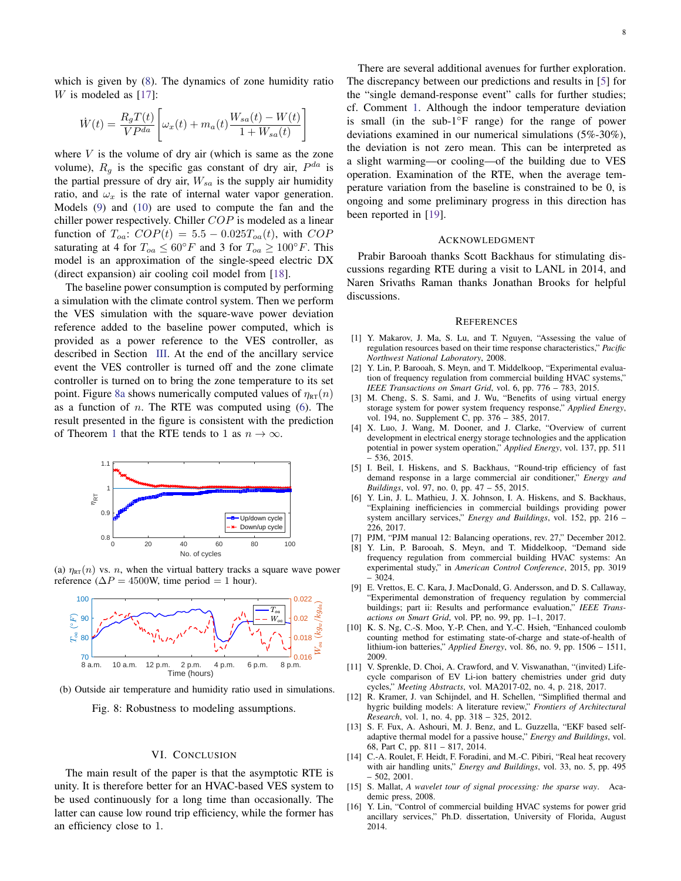which is given by (8). The dynamics of zone humidity ratio $W$ is modeled as [17]:

$$\dot{W}(t) = \frac{R_g T(t)}{V P^{da}} \left[ \omega_x(t) + m_a(t) \frac{W_{sa}(t) - W(t)}{1 + W_{sa}(t)} \right]$$

where $V$ is the volume of dry air (which is same as the zone volume), $R_g$ is the specific gas constant of dry air, $P^{da}$ is the partial pressure of dry air, $W_{sa}$ is the supply air humidity ratio, and $\omega_x$ is the rate of internal water vapor generation. Models (9) and (10) are used to compute the fan and the chiller power respectively. Chiller $COP$ is modeled as a linear function of $T_{oa}$: $COP(t) = 5.5 - 0.025 T_{oa}(t)$, with $COP$ saturating at 4 for $T_{oa} \leq 60°F$ and 3 for $T_{oa} \geq 100°F$. This model is an approximation of the single-speed electric DX (direct expansion) air cooling coil model from [18].

The baseline power consumption is computed by performing a simulation with the climate control system. Then we perform the VES simulation with the square-wave power deviation reference added to the baseline power computed, which is provided as a power reference to the VES controller, as described in Section III. At the end of the ancillary service event the VES controller is turned off and the zone climate controller is turned on to bring the zone temperature to its set point. Figure 8a shows numerically computed values of $\eta_{\text{RT}}(n)$ as a function of $n$. The RTE was computed using (6). The result presented in the figure is consistent with the prediction of Theorem 1 that the RTE tends to 1 as $n \to \infty$.

(a) $\eta_{\text{RT}}(n)$ vs. $n$, when the virtual battery tracks a square wave power reference ($\Delta P = 4500$W, time period $= 1$ hour).

(b) Outside air temperature and humidity ratio used in simulations.

Fig. 8: Robustness to modeling assumptions.

## VI. Conclusion

The main result of the paper is that the asymptotic RTE is unity. It is therefore better for an HVAC-based VES system to be used continuously for a long time than occasionally. The latter can cause low round trip efficiency, while the former has an efficiency close to 1.

There are several additional avenues for further exploration. The discrepancy between our predictions and results in [5] for the "single demand-response event" calls for further studies; cf. Comment 1. Although the indoor temperature deviation is small (in the sub-1°F range) for the range of power deviations examined in our numerical simulations (5%-30%), the deviation is not zero mean. This can be interpreted as a slight warming—or cooling—of the building due to VES operation. Examination of the RTE, when the average temperature variation from the baseline is constrained to be 0, is ongoing and some preliminary progress in this direction has been reported in [19].

## Acknowledgment

Prabir Barooah thanks Scott Backhaus for stimulating discussions regarding RTE during a visit to LANL in 2014, and Naren Srivaths Raman thanks Jonathan Brooks for helpful discussions.

## References

[1] Y. Makarov, J. Ma, S. Lu, and T. Nguyen, "Assessing the value of regulation resources based on their time response characteristics," *Pacific Northwest National Laboratory*, 2008.

[2] Y. Lin, P. Barooah, S. Meyn, and T. Middelkoop, "Experimental evaluation of frequency regulation from commercial building HVAC systems," *IEEE Transactions on Smart Grid*, vol. 6, pp. 776 – 783, 2015.

[3] M. Cheng, S. S. Sami, and J. Wu, "Benefits of using virtual energy storage system for power system frequency response," *Applied Energy*, vol. 194, no. Supplement C, pp. 376 – 385, 2017.

[4] X. Luo, J. Wang, M. Dooner, and J. Clarke, "Overview of current development in electrical energy storage technologies and the application potential in power system operation," *Applied Energy*, vol. 137, pp. 511 – 536, 2015.

[5] I. Beil, I. Hiskens, and S. Backhaus, "Round-trip efficiency of fast demand response in a large commercial air conditioner," *Energy and Buildings*, vol. 97, no. 0, pp. 47 – 55, 2015.

[6] Y. Lin, J. L. Mathieu, J. X. Johnson, I. A. Hiskens, and S. Backhaus, "Explaining inefficiencies in commercial buildings providing power system ancillary services," *Energy and Buildings*, vol. 152, pp. 216 – 226, 2017.

[7] PJM, "PJM manual 12: Balancing operations, rev. 27," December 2012.

[8] Y. Lin, P. Barooah, S. Meyn, and T. Middelkoop, "Demand side frequency regulation from commercial building HVAC systems: An experimental study," in *American Control Conference*, 2015, pp. 3019 – 3024.

[9] E. Vrettos, E. C. Kara, J. MacDonald, G. Andersson, and D. S. Callaway, "Experimental demonstration of frequency regulation by commercial buildings; part ii: Results and performance evaluation," *IEEE Transactions on Smart Grid*, vol. PP, no. 99, pp. 1–1, 2017.

[10] K. S. Ng, C.-S. Moo, Y.-P. Chen, and Y.-C. Hsieh, "Enhanced coulomb counting method for estimating state-of-charge and state-of-health of lithium-ion batteries," *Applied Energy*, vol. 86, no. 9, pp. 1506 – 1511, 2009.

[11] V. Sprenkle, D. Choi, A. Crawford, and V. Viswanathan, "(invited) Lifecycle comparison of EV Li-ion battery chemistries under grid duty cycles," *Meeting Abstracts*, vol. MA2017-02, no. 4, p. 218, 2017.

[12] R. Kramer, J. van Schijndel, and H. Schellen, "Simplified thermal and hygric building models: A literature review," *Frontiers of Architectural Research*, vol. 1, no. 4, pp. 318 – 325, 2012.

[13] S. F. Fux, A. Ashouri, M. J. Benz, and L. Guzzella, "EKF based self-adaptive thermal model for a passive house," *Energy and Buildings*, vol. 68, Part C, pp. 811 – 817, 2014.

[14] C.-A. Roulet, F. Heidt, F. Foradini, and M.-C. Pibiri, "Real heat recovery with air handling units," *Energy and Buildings*, vol. 33, no. 5, pp. 495 – 502, 2001.

[15] S. Mallat, *A wavelet tour of signal processing: the sparse way*. Academic press, 2008.

[16] Y. Lin, "Control of commercial building HVAC systems for power grid ancillary services," Ph.D. dissertation, University of Florida, August 2014.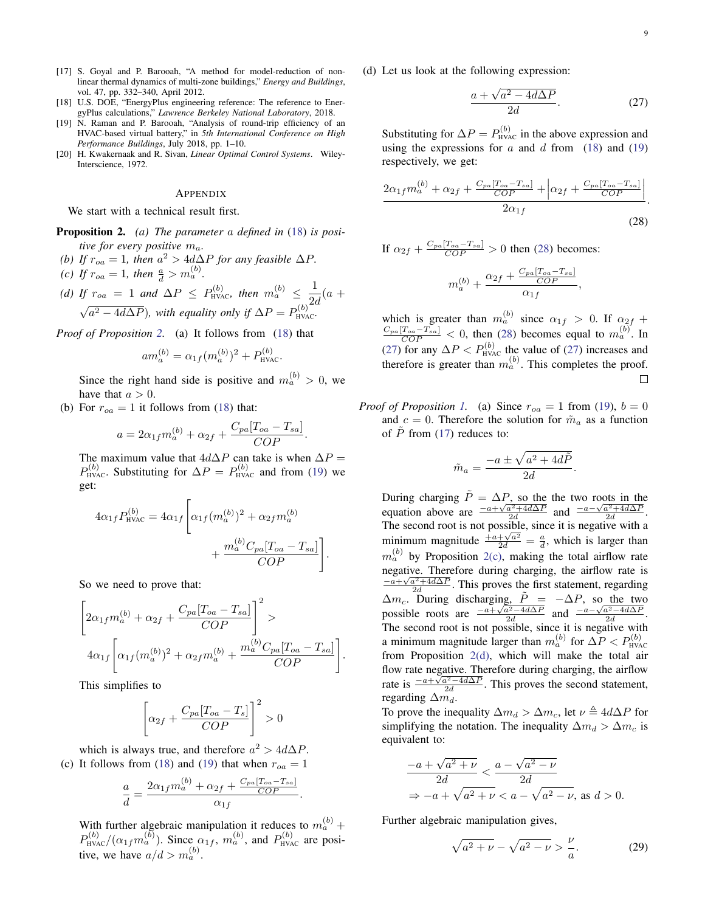[17] S. Goyal and P. Barooah, "A method for model-reduction of non-linear thermal dynamics of multi-zone buildings," *Energy and Buildings*, vol. 47, pp. 332–340, April 2012.

[18] U.S. DOE, "EnergyPlus engineering reference: The reference to EnergyPlus calculations," *Lawrence Berkeley National Laboratory*, 2018.

[19] N. Raman and P. Barooah, "Analysis of round-trip efficiency of an HVAC-based virtual battery," in *5th International Conference on High Performance Buildings*, July 2018, pp. 1–10.

[20] H. Kwakernaak and R. Sivan, *Linear Optimal Control Systems*. Wiley-Interscience, 1972.

## Appendix

We start with a technical result first.

**Proposition 2.** *(a) The parameter $a$ defined in (18) is positive for every positive $m_a$.*
*(b) If $r_{oa} = 1$, then $a^2 > 4d\Delta P$ for any feasible $\Delta P$.*
*(c) If $r_{oa} = 1$, then $\frac{a}{d} > m_a^{(b)}$.*
*(d) If $r_{oa} = 1$ and $\Delta P \leq P_{\text{HVAC}}^{(b)}$, then $m_a^{(b)} \leq \frac{1}{2d}(a + \sqrt{a^2 - 4d\Delta P})$, with equality only if $\Delta P = P_{\text{HVAC}}^{(b)}$.*

*Proof of Proposition 2.* (a) It follows from (18) that

$$am_a^{(b)} = \alpha_{1f}(m_a^{(b)})^2 + P_{\text{HVAC}}^{(b)}.$$

Since the right hand side is positive and $m_a^{(b)} > 0$, we have that $a > 0$.

(b) For $r_{oa} = 1$ it follows from (18) that:

$$a = 2\alpha_{1f}m_a^{(b)} + \alpha_{2f} + \frac{C_{pa}[T_{oa} - T_{sa}]}{COP}.$$

The maximum value that $4d\Delta P$ can take is when $\Delta P = P_{\text{HVAC}}^{(b)}$. Substituting for $\Delta P = P_{\text{HVAC}}^{(b)}$ and from (19) we get:

$$4\alpha_{1f}P_{\text{HVAC}}^{(b)} = 4\alpha_{1f}\Bigg[\alpha_{1f}(m_a^{(b)})^2 + \alpha_{2f}m_a^{(b)} + \frac{m_a^{(b)}C_{pa}[T_{oa} - T_{sa}]}{COP}\Bigg].$$

So we need to prove that:

$$\left[2\alpha_{1f}m_a^{(b)} + \alpha_{2f} + \frac{C_{pa}[T_{oa} - T_{sa}]}{COP}\right]^2 > 4\alpha_{1f}\left[\alpha_{1f}(m_a^{(b)})^2 + \alpha_{2f}m_a^{(b)} + \frac{m_a^{(b)}C_{pa}[T_{oa} - T_{sa}]}{COP}\right].$$

This simplifies to

$$\left[\alpha_{2f} + \frac{C_{pa}[T_{oa} - T_s]}{COP}\right]^2 > 0$$

which is always true, and therefore $a^2 > 4d\Delta P$.

(c) It follows from (18) and (19) that when $r_{oa} = 1$

$$\frac{a}{d} = \frac{2\alpha_{1f}m_a^{(b)} + \alpha_{2f} + \frac{C_{pa}[T_{oa} - T_{sa}]}{COP}}{\alpha_{1f}}.$$

With further algebraic manipulation it reduces to $m_a^{(b)} + P_{\text{HVAC}}^{(b)}/(\alpha_{1f}m_a^{(b)})$. Since $\alpha_{1f}$, $m_a^{(b)}$, and $P_{\text{HVAC}}^{(b)}$ are positive, we have $a/d > m_a^{(b)}$.

(d) Let us look at the following expression:

$$\frac{a + \sqrt{a^2 - 4d\Delta P}}{2d}. \tag{27}$$

Substituting for $\Delta P = P_{\text{HVAC}}^{(b)}$ in the above expression and using the expressions for $a$ and $d$ from (18) and (19) respectively, we get:

$$\frac{2\alpha_{1f}m_a^{(b)} + \alpha_{2f} + \frac{C_{pa}[T_{oa} - T_{sa}]}{COP} + \left|\alpha_{2f} + \frac{C_{pa}[T_{oa} - T_{sa}]}{COP}\right|}{2\alpha_{1f}}. \tag{28}$$

If $\alpha_{2f} + \frac{C_{pa}[T_{oa} - T_{sa}]}{COP} > 0$ then (28) becomes:

$$m_a^{(b)} + \frac{\alpha_{2f} + \frac{C_{pa}[T_{oa} - T_{sa}]}{COP}}{\alpha_{1f}},$$

which is greater than $m_a^{(b)}$ since $\alpha_{1f} > 0$. If $\alpha_{2f} + \frac{C_{pa}[T_{oa} - T_{sa}]}{COP} < 0$, then (28) becomes equal to $m_a^{(b)}$. In (27) for any $\Delta P < P_{\text{HVAC}}^{(b)}$ the value of (27) increases and therefore is greater than $m_a^{(b)}$. This completes the proof. □

*Proof of Proposition 1.* (a) Since $r_{oa} = 1$ from (19), $b = 0$ and $c = 0$. Therefore the solution for $\tilde{m}_a$ as a function of $\tilde{P}$ from (17) reduces to:

$$\tilde{m}_a = \frac{-a \pm \sqrt{a^2 + 4d\tilde{P}}}{2d}.$$

During charging $\tilde{P} = \Delta P$, so the the two roots in the equation above are $\frac{-a+\sqrt{a^2+4d\Delta P}}{2d}$ and $\frac{-a-\sqrt{a^2+4d\Delta P}}{2d}$. The second root is not possible, since it is negative with a minimum magnitude $\frac{+a+\sqrt{a^2}}{2d} = \frac{a}{d}$, which is larger than $m_a^{(b)}$ by Proposition 2(c), making the total airflow rate negative. Therefore during charging, the airflow rate is $\frac{-a+\sqrt{a^2+4d\Delta P}}{2d}$. This proves the first statement, regarding $\Delta m_c$. During discharging, $\tilde{P} = -\Delta P$, so the two possible roots are $\frac{-a+\sqrt{a^2-4d\Delta P}}{2d}$ and $\frac{-a-\sqrt{a^2-4d\Delta P}}{2d}$. The second root is not possible, since it is negative with a minimum magnitude larger than $m_a^{(b)}$ for $\Delta P < P_{\text{HVAC}}^{(b)}$ from Proposition 2(d), which will make the total air flow rate negative. Therefore during charging, the airflow rate is $\frac{-a+\sqrt{a^2-4d\Delta P}}{2d}$. This proves the second statement, regarding $\Delta m_d$.

To prove the inequality $\Delta m_d > \Delta m_c$, let $\nu \triangleq 4d\Delta P$ for simplifying the notation. The inequality $\Delta m_d > \Delta m_c$ is equivalent to:

$$\frac{-a + \sqrt{a^2 + \nu}}{2d} < \frac{a - \sqrt{a^2 - \nu}}{2d}$$
$$\Rightarrow -a + \sqrt{a^2 + \nu} < a - \sqrt{a^2 - \nu}, \text{ as } d > 0.$$

Further algebraic manipulation gives,

$$\sqrt{a^2 + \nu} - \sqrt{a^2 - \nu} > \frac{\nu}{a}. \tag{29}$$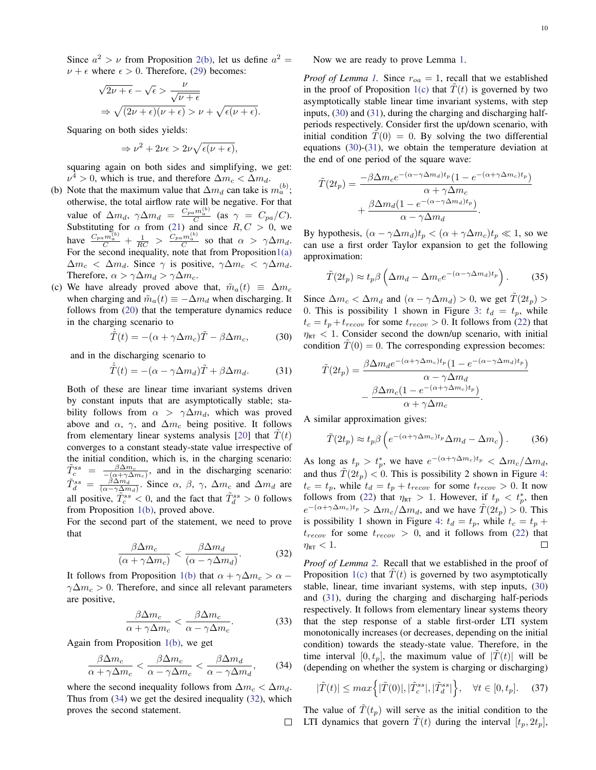Since $a^2 > \nu$ from Proposition 2(b), let us define $a^2 = \nu + \epsilon$ where $\epsilon > 0$. Therefore, (29) becomes:

$$\sqrt{2\nu+\epsilon} - \sqrt{\epsilon} > \frac{\nu}{\sqrt{\nu+\epsilon}}$$
$$\Rightarrow \sqrt{(2\nu+\epsilon)(\nu+\epsilon)} > \nu + \sqrt{\epsilon(\nu+\epsilon)}.$$

Squaring on both sides yields:

$$\Rightarrow \nu^2 + 2\nu\epsilon > 2\nu\sqrt{\epsilon(\nu+\epsilon)},$$

squaring again on both sides and simplifying, we get: $\nu^4 > 0$, which is true, and therefore $\Delta m_c < \Delta m_d$.

(b) Note that the maximum value that $\Delta m_d$ can take is $m_a^{(b)}$; otherwise, the total airflow rate will be negative. For that value of $\Delta m_d$, $\gamma \Delta m_d = \frac{C_{pa} m_a^{(b)}}{C}$ (as $\gamma = C_{pa}/C$). Substituting for $\alpha$ from (21) and since $R, C > 0$, we have $\frac{C_{pa} m_a^{(b)}}{C} + \frac{1}{RC} > \frac{C_{pa} m_a^{(b)}}{C}$ so that $\alpha > \gamma \Delta m_d$. For the second inequality, note that from Proposition 1(a) $\Delta m_c < \Delta m_d$. Since $\gamma$ is positive, $\gamma \Delta m_c < \gamma \Delta m_d$. Therefore, $\alpha > \gamma \Delta m_d > \gamma \Delta m_c$.

(c) We have already proved above that, $\tilde{m}_a(t) \equiv \Delta m_c$ when charging and $\tilde{m}_a(t) \equiv -\Delta m_d$ when discharging. It follows from (20) that the temperature dynamics reduce in the charging scenario to

$$\dot{\tilde{T}}(t) = -(\alpha + \gamma \Delta m_c)\tilde{T} - \beta \Delta m_c, \tag{30}$$

and in the discharging scenario to

$$\dot{\tilde{T}}(t) = -(\alpha - \gamma \Delta m_d)\tilde{T} + \beta \Delta m_d. \tag{31}$$

Both of these are linear time invariant systems driven by constant inputs that are asymptotically stable; stability follows from $\alpha > \gamma \Delta m_d$, which was proved above and $\alpha$, $\gamma$, and $\Delta m_c$ being positive. It follows from elementary linear systems analysis [20] that $\tilde{T}(t)$ converges to a constant steady-state value irrespective of the initial condition, which is, in the charging scenario: $\tilde{T}_c^{ss} = \frac{\beta \Delta m_c}{-(\alpha + \gamma \Delta m_c)}$, and in the discharging scenario: $\tilde{T}_d^{ss} = \frac{\beta \Delta m_d}{(\alpha - \gamma \Delta m_d)}$. Since $\alpha$, $\beta$, $\gamma$, $\Delta m_c$ and $\Delta m_d$ are all positive, $\tilde{T}_c^{ss} < 0$, and the fact that $\tilde{T}_d^{ss} > 0$ follows from Proposition 1(b), proved above.

For the second part of the statement, we need to prove that

$$\frac{\beta \Delta m_c}{(\alpha + \gamma \Delta m_c)} < \frac{\beta \Delta m_d}{(\alpha - \gamma \Delta m_d)}. \tag{32}$$

It follows from Proposition 1(b) that $\alpha + \gamma \Delta m_c > \alpha - \gamma \Delta m_c > 0$. Therefore, and since all relevant parameters are positive,

$$\frac{\beta \Delta m_c}{\alpha + \gamma \Delta m_c} < \frac{\beta \Delta m_c}{\alpha - \gamma \Delta m_c}. \tag{33}$$

Again from Proposition 1(b), we get

$$\frac{\beta \Delta m_c}{\alpha + \gamma \Delta m_c} < \frac{\beta \Delta m_c}{\alpha - \gamma \Delta m_c} < \frac{\beta \Delta m_d}{\alpha - \gamma \Delta m_d}, \tag{34}$$

where the second inequality follows from $\Delta m_c < \Delta m_d$. Thus from (34) we get the desired inequality (32), which proves the second statement. □

Now we are ready to prove Lemma 1.

*Proof of Lemma 1.* Since $r_{oa} = 1$, recall that we established in the proof of Proposition 1(c) that $\tilde{T}(t)$ is governed by two asymptotically stable linear time invariant systems, with step inputs, (30) and (31), during the charging and discharging half-periods respectively. Consider first the up/down scenario, with initial condition $\tilde{T}(0) = 0$. By solving the two differential equations (30)-(31), we obtain the temperature deviation at the end of one period of the square wave:

$$\tilde{T}(2t_p) = \frac{-\beta \Delta m_c e^{-(\alpha - \gamma \Delta m_d)t_p}(1 - e^{-(\alpha + \gamma \Delta m_c)t_p})}{\alpha + \gamma \Delta m_c} + \frac{\beta \Delta m_d (1 - e^{-(\alpha - \gamma \Delta m_d)t_p})}{\alpha - \gamma \Delta m_d}.$$

By hypothesis, $(\alpha - \gamma \Delta m_d)t_p < (\alpha + \gamma \Delta m_c)t_p \ll 1$, so we can use a first order Taylor expansion to get the following approximation:

$$\tilde{T}(2t_p) \approx t_p \beta \left( \Delta m_d - \Delta m_c e^{-(\alpha - \gamma \Delta m_d)t_p} \right). \tag{35}$$

Since $\Delta m_c < \Delta m_d$ and $(\alpha - \gamma \Delta m_d) > 0$, we get $\tilde{T}(2t_p) > 0$. This is possibility 1 shown in Figure 3: $t_d = t_p$, while $t_c = t_p + t_{recov}$ for some $t_{recov} > 0$. It follows from (22) that $\eta_{\text{RT}} < 1$. Consider second the down/up scenario, with initial condition $\tilde{T}(0) = 0$. The corresponding expression becomes:

$$\tilde{T}(2t_p) = \frac{\beta \Delta m_d e^{-(\alpha + \gamma \Delta m_c)t_p}(1 - e^{-(\alpha - \gamma \Delta m_d)t_p})}{\alpha - \gamma \Delta m_d} - \frac{\beta \Delta m_c (1 - e^{-(\alpha + \gamma \Delta m_c)t_p})}{\alpha + \gamma \Delta m_c}.$$

A similar approximation gives:

$$\tilde{T}(2t_p) \approx t_p \beta \left( e^{-(\alpha + \gamma \Delta m_c)t_p} \Delta m_d - \Delta m_c \right). \tag{36}$$

As long as $t_p > t_p^*$, we have $e^{-(\alpha + \gamma \Delta m_c)t_p} < \Delta m_c / \Delta m_d$, and thus $\tilde{T}(2t_p) < 0$. This is possibility 2 shown in Figure 4: $t_c = t_p$, while $t_d = t_p + t_{recov}$ for some $t_{recov} > 0$. It now follows from (22) that $\eta_{\text{RT}} > 1$. However, if $t_p < t_p^*$, then $e^{-(\alpha + \gamma \Delta m_c)t_p} > \Delta m_c / \Delta m_d$, and we have $\tilde{T}(2t_p) > 0$. This is possibility 1 shown in Figure 4: $t_d = t_p$, while $t_c = t_p + t_{recov}$ for some $t_{recov} > 0$, and it follows from (22) that $\eta_{\text{RT}} < 1$. □

*Proof of Lemma 2.* Recall that we established in the proof of Proposition 1(c) that $\tilde{T}(t)$ is governed by two asymptotically stable, linear, time invariant systems, with step inputs, (30) and (31), during the charging and discharging half-periods respectively. It follows from elementary linear systems theory that the step response of a stable first-order LTI system monotonically increases (or decreases, depending on the initial condition) towards the steady-state value. Therefore, in the time interval $[0, t_p]$, the maximum value of $|\tilde{T}(t)|$ will be (depending on whether the system is charging or discharging)

$$|\tilde{T}(t)| \leq max\Big\{|\tilde{T}(0)|, |\tilde{T}_c^{ss}|, |\tilde{T}_d^{ss}|\Big\}, \quad \forall t \in [0, t_p]. \tag{37}$$

The value of $\tilde{T}(t_p)$ will serve as the initial condition to the LTI dynamics that govern $\tilde{T}(t)$ during the interval $[t_p, 2t_p]$,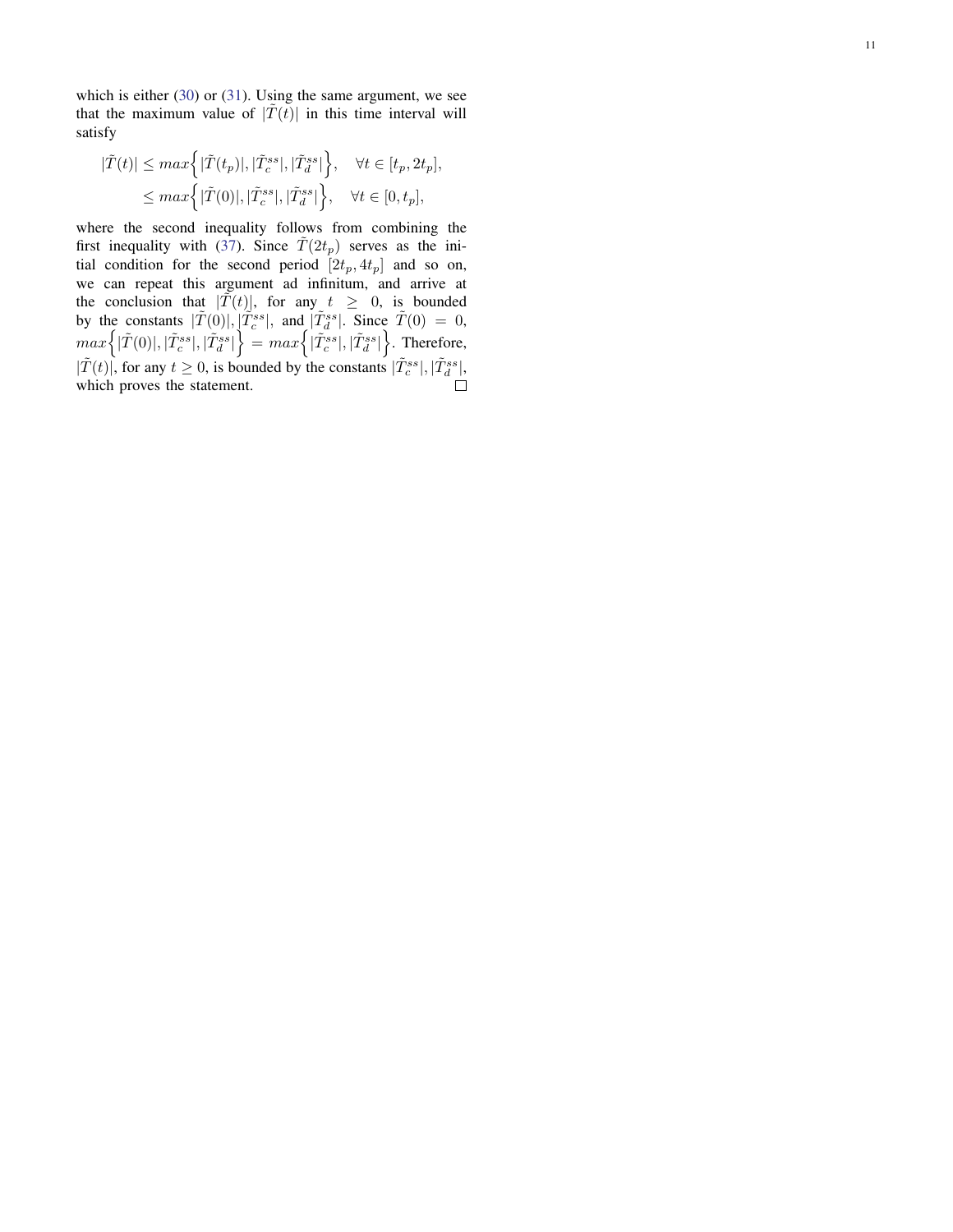which is either (30) or (31). Using the same argument, we see that the maximum value of $|\tilde{T}(t)|$ in this time interval will satisfy

$$
\begin{aligned}
|\tilde{T}(t)| &\leq max\Big\{|\tilde{T}(t_p)|, |\tilde{T}_c^{ss}|, |\tilde{T}_d^{ss}|\Big\}, \quad \forall t \in [t_p, 2t_p], \\
&\leq max\Big\{|\tilde{T}(0)|, |\tilde{T}_c^{ss}|, |\tilde{T}_d^{ss}|\Big\}, \quad \forall t \in [0, t_p],
\end{aligned}
$$

where the second inequality follows from combining the first inequality with (37). Since $\tilde{T}(2t_p)$ serves as the initial condition for the second period $[2t_p, 4t_p]$ and so on, we can repeat this argument ad infinitum, and arrive at the conclusion that $|\tilde{T}(t)|$, for any $t \geq 0$, is bounded by the constants $|\tilde{T}(0)|, |\tilde{T}_c^{ss}|$, and $|\tilde{T}_d^{ss}|$. Since $\tilde{T}(0) = 0$, $max\Big\{|\tilde{T}(0)|, |\tilde{T}_c^{ss}|, |\tilde{T}_d^{ss}|\Big\} = max\Big\{|\tilde{T}_c^{ss}|, |\tilde{T}_d^{ss}|\Big\}$. Therefore, $|\tilde{T}(t)|$, for any $t \geq 0$, is bounded by the constants $|\tilde{T}_c^{ss}|, |\tilde{T}_d^{ss}|$, which proves the statement. □